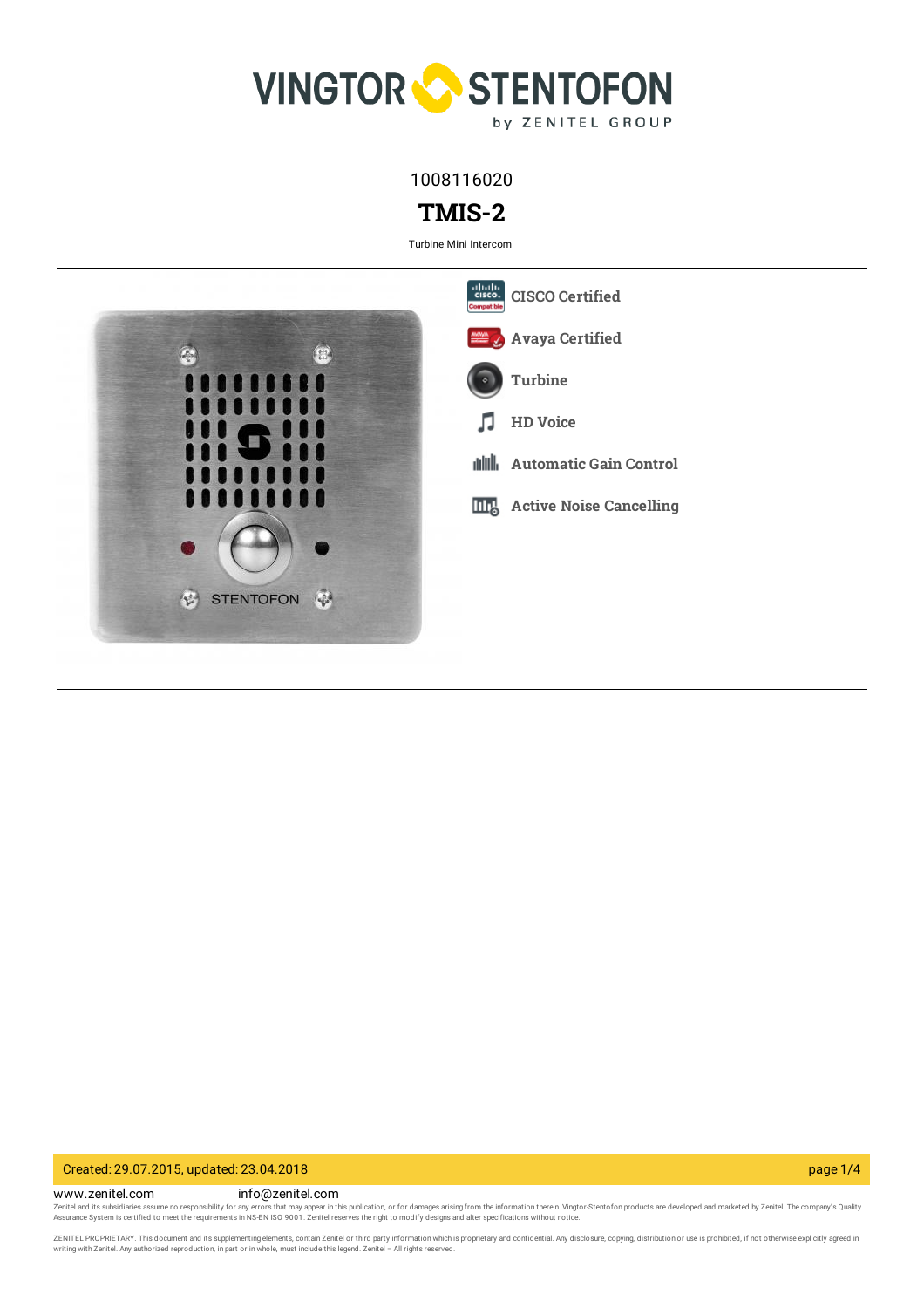1008116020

# TMIS-2

Turbine Mini Intercom

- CISCO Certified
- Avaya Certified
- Turbine
- HD Voice
- Automatic Gain Control
- Active Noise Cancelling

Created: 29.07.2015, updated: 23.04.2018

www.zenitel.com info@zenitel.com

Zenitel and its subsidiaries assume no responsibility for any errors that may appear in this publication, or for damages arising from the information therein. Vingtor-Stentofon products are developed and marketed by Zenitel. The company's Quality Assurance System is certified to meet the requirements in NS-EN ISO 9001. Zenitel reserves the right to modify designs and alter specifications without notice.

ZENITEL PROPRIETARY. This document and its supplementing elements, contain Zenitel or third party information which is proprietary and confidential. Any disclosure, copying, distribution or use is prohibited, if not otherwise explicitly agreed in writing with Zenitel. Any authorized reproduction, in part or in whole, must include this legend. Zenitel – All rights reserved.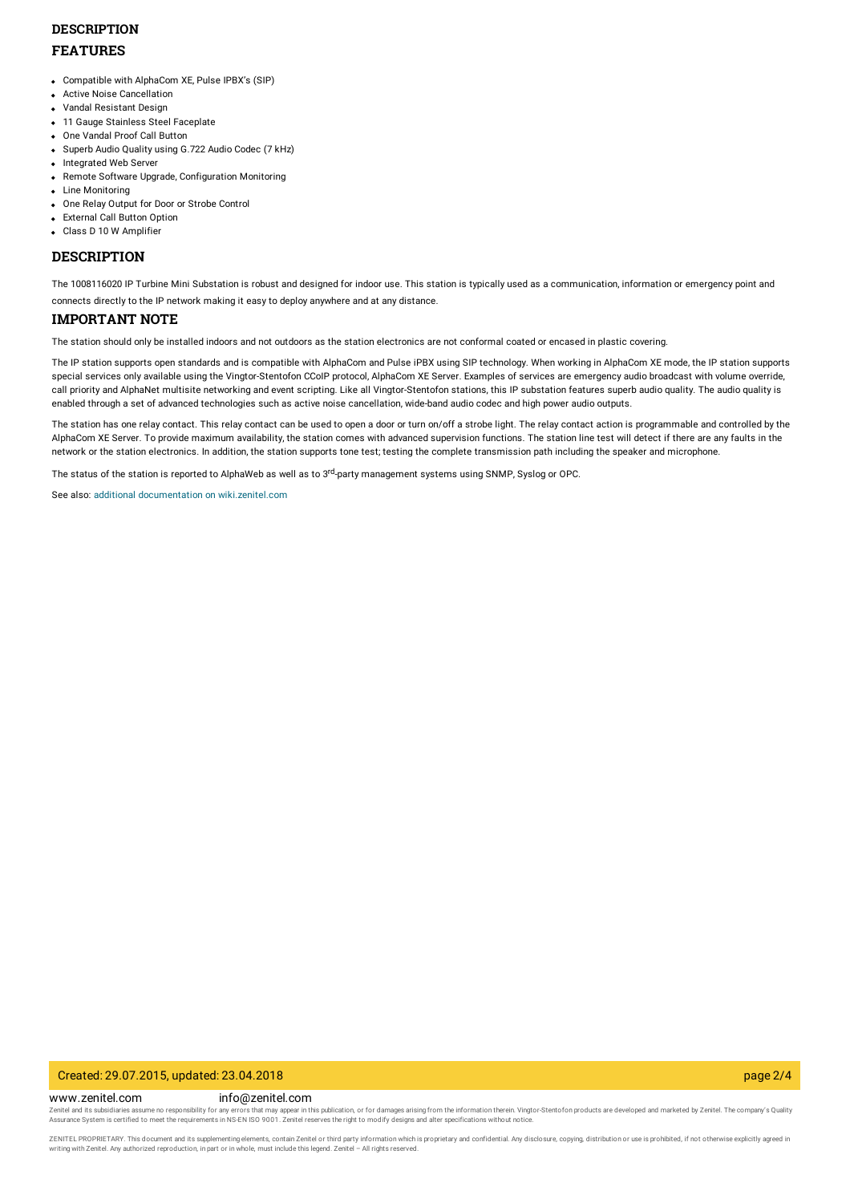## DESCRIPTION

## FEATURES

- Compatible with AlphaCom XE, Pulse IPBX's (SIP)
- Active Noise Cancellation
- Vandal Resistant Design
- 11 Gauge Stainless Steel Faceplate
- One Vandal Proof Call Button
- Superb Audio Quality using G.722 Audio Codec (7 kHz)
- Integrated Web Server
- Remote Software Upgrade, Configuration Monitoring
- Line Monitoring
- One Relay Output for Door or Strobe Control
- External Call Button Option
- Class D 10 W Amplifier

## DESCRIPTION

The 1008116020 IP Turbine Mini Substation is robust and designed for indoor use. This station is typically used as a communication, information or emergency point and connects directly to the IP network making it easy to deploy anywhere and at any distance.

## IMPORTANT NOTE

The station should only be installed indoors and not outdoors as the station electronics are not conformal coated or encased in plastic covering.

The IP station supports open standards and is compatible with AlphaCom and Pulse iPBX using SIP technology. When working in AlphaCom XE mode, the IP station supports special services only available using the Vingtor-Stentofon CCoIP protocol, AlphaCom XE Server. Examples of services are emergency audio broadcast with volume override, call priority and AlphaNet multisite networking and event scripting. Like all Vingtor-Stentofon stations, this IP substation features superb audio quality. The audio quality is enabled through a set of advanced technologies such as active noise cancellation, wide-band audio codec and high power audio outputs.

The station has one relay contact. This relay contact can be used to open a door or turn on/off a strobe light. The relay contact action is programmable and controlled by the AlphaCom XE Server. To provide maximum availability, the station comes with advanced supervision functions. The station line test will detect if there are any faults in the network or the station electronics. In addition, the station supports tone test; testing the complete transmission path including the speaker and microphone.

The status of the station is reported to AlphaWeb as well as to 3rd-party management systems using SNMP, Syslog or OPC.

See also: additional documentation on wiki.zenitel.com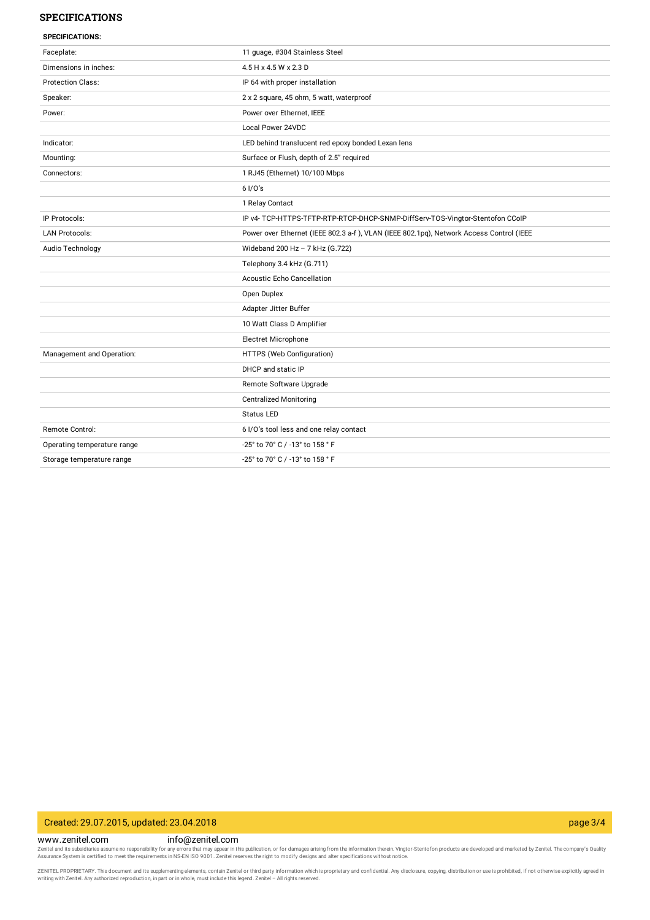## SPECIFICATIONS

**SPECIFICATIONS:**

| | |
|---|---|
| Faceplate: | 11 guage, #304 Stainless Steel |
| Dimensions in inches: | 4.5 H x 4.5 W x 2.3 D |
| Protection Class: | IP 64 with proper installation |
| Speaker: | 2 x 2 square, 45 ohm, 5 watt, waterproof |
| Power: | Power over Ethernet, IEEE |
| | Local Power 24VDC |
| Indicator: | LED behind translucent red epoxy bonded Lexan lens |
| Mounting: | Surface or Flush, depth of 2.5" required |
| Connectors: | 1 RJ45 (Ethernet) 10/100 Mbps |
| | 6 I/O's |
| | 1 Relay Contact |
| IP Protocols: | IP v4- TCP-HTTPS-TFTP-RTP-RTCP-DHCP-SNMP-DiffServ-TOS-Vingtor-Stentofon CCoIP |
| LAN Protocols: | Power over Ethernet (IEEE 802.3 a-f ), VLAN (IEEE 802.1pq), Network Access Control (IEEE |
| Audio Technology | Wideband 200 Hz – 7 kHz (G.722) |
| | Telephony 3.4 kHz (G.711) |
| | Acoustic Echo Cancellation |
| | Open Duplex |
| | Adapter Jitter Buffer |
| | 10 Watt Class D Amplifier |
| | Electret Microphone |
| Management and Operation: | HTTPS (Web Configuration) |
| | DHCP and static IP |
| | Remote Software Upgrade |
| | Centralized Monitoring |
| | Status LED |
| Remote Control: | 6 I/O's tool less and one relay contact |
| Operating temperature range | -25° to 70° C / -13° to 158 ° F |
| Storage temperature range | -25° to 70° C / -13° to 158 ° F |

Created: 29.07.2015, updated: 23.04.2018

www.zenitel.com info@zenitel.com

Zenitel and its subsidiaries assume no responsibility for any errors that may appear in this publication, or for damages arising from the information therein. Vingtor-Stentofon products are developed and marketed by Zenitel. The company's Quality Assurance System is certified to meet the requirements in NS-EN ISO 9001. Zenitel reserves the right to modify designs and alter specifications without notice.

ZENITEL PROPRIETARY. This document and its supplementing elements, contain Zenitel or third party information which is proprietary and confidential. Any disclosure, copying, distribution or use is prohibited, if not otherwise explicitly agreed in writing with Zenitel. Any authorized reproduction, in part or in whole, must include this legend. Zenitel – All rights reserved.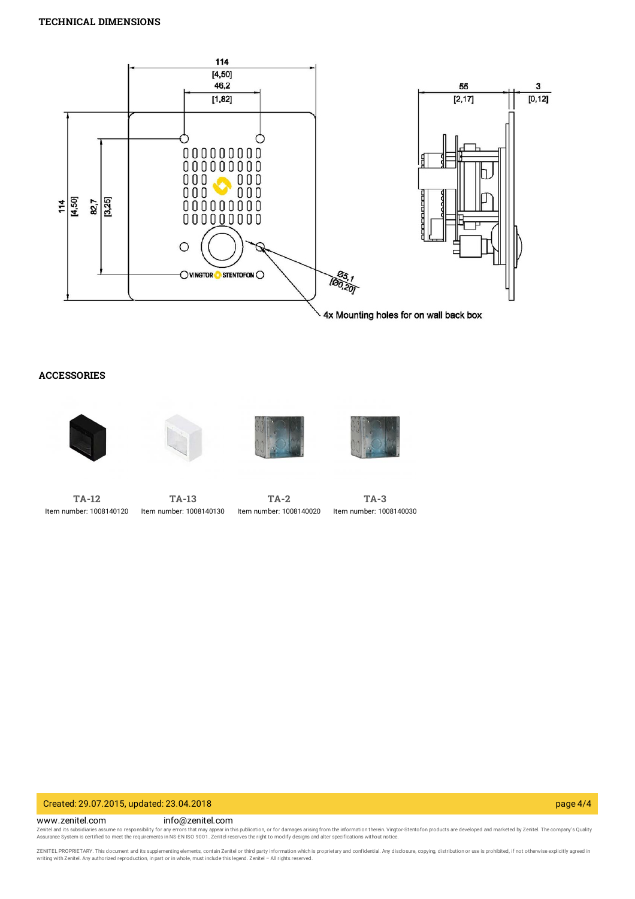## TECHNICAL DIMENSIONS

114
[4,50]
46,2
[1,82]

114
[4,50]
82,7
[3,25]

55
[2,17]
3
[0,12]

Ø5,1
[Ø0,20]

4x Mounting holes for on wall back box

## ACCESSORIES

| TA-12 | TA-13 | TA-2 | TA-3 |
|---|---|---|---|
| Item number: 1008140120 | Item number: 1008140130 | Item number: 1008140020 | Item number: 1008140030 |

Created: 29.07.2015, updated: 23.04.2018

www.zenitel.com info@zenitel.com

Zenitel and its subsidiaries assume no responsibility for any errors that may appear in this publication, or for damages arising from the information therein. Vingtor-Stentofon products are developed and marketed by Zenitel. The company's Quality Assurance System is certified to meet the requirements in NS-EN ISO 9001. Zenitel reserves the right to modify designs and alter specifications without notice.

ZENITEL PROPRIETARY. This document and its supplementing elements, contain Zenitel or third party information which is proprietary and confidential. Any disclosure, copying, distribution or use is prohibited, if not otherwise explicitly agreed in writing with Zenitel. Any authorized reproduction, in part or in whole, must include this legend. Zenitel – All rights reserved.